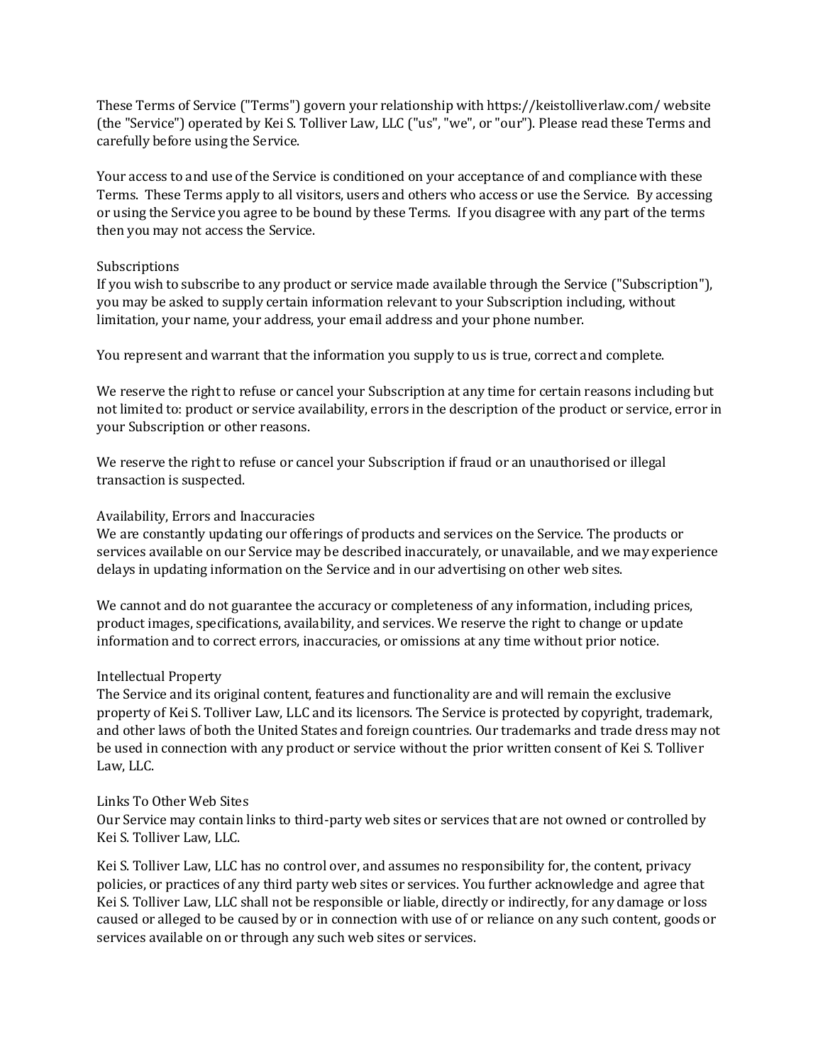These Terms of Service ("Terms") govern your relationship with https://keistolliverlaw.com/ website (the "Service") operated by Kei S. Tolliver Law, LLC ("us", "we", or "our"). Please read these Terms and carefully before using the Service.

Your access to and use of the Service is conditioned on your acceptance of and compliance with these Terms. These Terms apply to all visitors, users and others who access or use the Service. By accessing or using the Service you agree to be bound by these Terms. If you disagree with any part of the terms then you may not access the Service.

## Subscriptions

If you wish to subscribe to any product or service made available through the Service ("Subscription"), you may be asked to supply certain information relevant to your Subscription including, without limitation, your name, your address, your email address and your phone number.

You represent and warrant that the information you supply to us is true, correct and complete.

We reserve the right to refuse or cancel your Subscription at any time for certain reasons including but not limited to: product or service availability, errors in the description of the product or service, error in your Subscription or other reasons.

We reserve the right to refuse or cancel your Subscription if fraud or an unauthorised or illegal transaction is suspected.

## Availability, Errors and Inaccuracies

We are constantly updating our offerings of products and services on the Service. The products or services available on our Service may be described inaccurately, or unavailable, and we may experience delays in updating information on the Service and in our advertising on other web sites.

We cannot and do not guarantee the accuracy or completeness of any information, including prices, product images, specifications, availability, and services. We reserve the right to change or update information and to correct errors, inaccuracies, or omissions at any time without prior notice.

## Intellectual Property

The Service and its original content, features and functionality are and will remain the exclusive property of Kei S. Tolliver Law, LLC and its licensors. The Service is protected by copyright, trademark, and other laws of both the United States and foreign countries. Our trademarks and trade dress may not be used in connection with any product or service without the prior written consent of Kei S. Tolliver Law, LLC.

## Links To Other Web Sites

Our Service may contain links to third-party web sites or services that are not owned or controlled by Kei S. Tolliver Law, LLC.

Kei S. Tolliver Law, LLC has no control over, and assumes no responsibility for, the content, privacy policies, or practices of any third party web sites or services. You further acknowledge and agree that Kei S. Tolliver Law, LLC shall not be responsible or liable, directly or indirectly, for any damage or loss caused or alleged to be caused by or in connection with use of or reliance on any such content, goods or services available on or through any such web sites or services.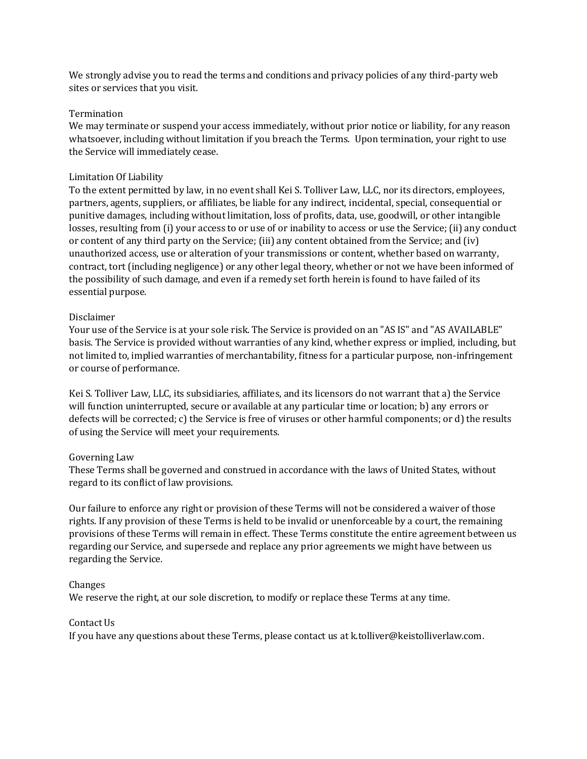We strongly advise you to read the terms and conditions and privacy policies of any third-party web sites or services that you visit.

## Termination

We may terminate or suspend your access immediately, without prior notice or liability, for any reason whatsoever, including without limitation if you breach the Terms. Upon termination, your right to use the Service will immediately cease.

## Limitation Of Liability

To the extent permitted by law, in no event shall Kei S. Tolliver Law, LLC, nor its directors, employees, partners, agents, suppliers, or affiliates, be liable for any indirect, incidental, special, consequential or punitive damages, including without limitation, loss of profits, data, use, goodwill, or other intangible losses, resulting from (i) your access to or use of or inability to access or use the Service; (ii) any conduct or content of any third party on the Service; (iii) any content obtained from the Service; and (iv) unauthorized access, use or alteration of your transmissions or content, whether based on warranty, contract, tort (including negligence) or any other legal theory, whether or not we have been informed of the possibility of such damage, and even if a remedy set forth herein is found to have failed of its essential purpose.

## Disclaimer

Your use of the Service is at your sole risk. The Service is provided on an "AS IS" and "AS AVAILABLE" basis. The Service is provided without warranties of any kind, whether express or implied, including, but not limited to, implied warranties of merchantability, fitness for a particular purpose, non-infringement or course of performance.

Kei S. Tolliver Law, LLC, its subsidiaries, affiliates, and its licensors do not warrant that a) the Service will function uninterrupted, secure or available at any particular time or location; b) any errors or defects will be corrected; c) the Service is free of viruses or other harmful components; or d) the results of using the Service will meet your requirements.

## Governing Law

These Terms shall be governed and construed in accordance with the laws of United States, without regard to its conflict of law provisions.

Our failure to enforce any right or provision of these Terms will not be considered a waiver of those rights. If any provision of these Terms is held to be invalid or unenforceable by a court, the remaining provisions of these Terms will remain in effect. These Terms constitute the entire agreement between us regarding our Service, and supersede and replace any prior agreements we might have between us regarding the Service.

## Changes

We reserve the right, at our sole discretion, to modify or replace these Terms at any time.

## Contact Us

If you have any questions about these Terms, please contact us at k.tolliver@keistolliverlaw.com.